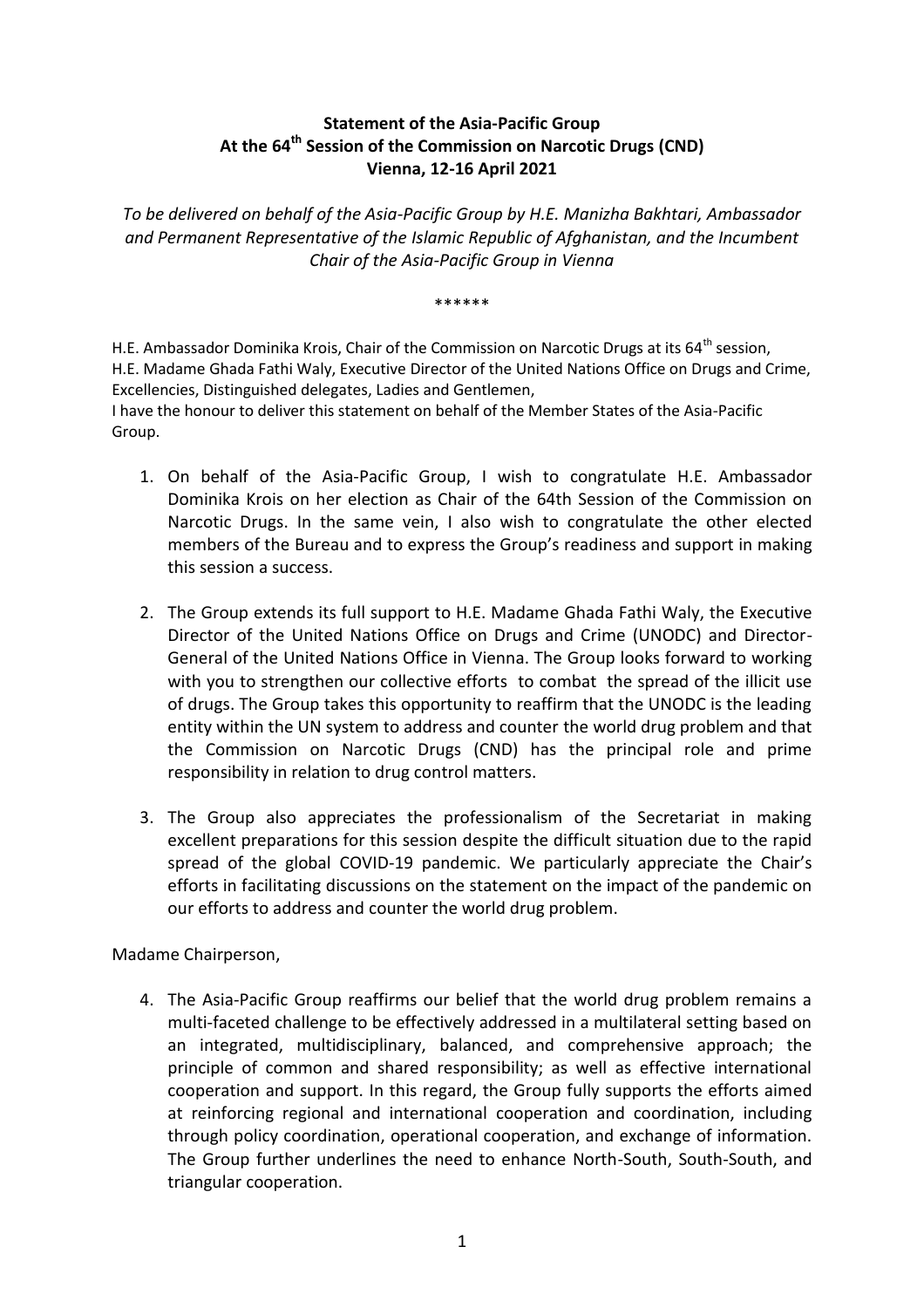**Statement of the Asia-Pacific Group**
**At the 64th Session of the Commission on Narcotic Drugs (CND)**
**Vienna, 12-16 April 2021**

*To be delivered on behalf of the Asia-Pacific Group by H.E. Manizha Bakhtari, Ambassador and Permanent Representative of the Islamic Republic of Afghanistan, and the Incumbent Chair of the Asia-Pacific Group in Vienna*

******

H.E. Ambassador Dominika Krois, Chair of the Commission on Narcotic Drugs at its 64th session,
H.E. Madame Ghada Fathi Waly, Executive Director of the United Nations Office on Drugs and Crime,
Excellencies, Distinguished delegates, Ladies and Gentlemen,
I have the honour to deliver this statement on behalf of the Member States of the Asia-Pacific Group.

1. On behalf of the Asia-Pacific Group, I wish to congratulate H.E. Ambassador Dominika Krois on her election as Chair of the 64th Session of the Commission on Narcotic Drugs. In the same vein, I also wish to congratulate the other elected members of the Bureau and to express the Group's readiness and support in making this session a success.

2. The Group extends its full support to H.E. Madame Ghada Fathi Waly, the Executive Director of the United Nations Office on Drugs and Crime (UNODC) and Director-General of the United Nations Office in Vienna. The Group looks forward to working with you to strengthen our collective efforts to combat the spread of the illicit use of drugs. The Group takes this opportunity to reaffirm that the UNODC is the leading entity within the UN system to address and counter the world drug problem and that the Commission on Narcotic Drugs (CND) has the principal role and prime responsibility in relation to drug control matters.

3. The Group also appreciates the professionalism of the Secretariat in making excellent preparations for this session despite the difficult situation due to the rapid spread of the global COVID-19 pandemic. We particularly appreciate the Chair's efforts in facilitating discussions on the statement on the impact of the pandemic on our efforts to address and counter the world drug problem.

Madame Chairperson,

4. The Asia-Pacific Group reaffirms our belief that the world drug problem remains a multi-faceted challenge to be effectively addressed in a multilateral setting based on an integrated, multidisciplinary, balanced, and comprehensive approach; the principle of common and shared responsibility; as well as effective international cooperation and support. In this regard, the Group fully supports the efforts aimed at reinforcing regional and international cooperation and coordination, including through policy coordination, operational cooperation, and exchange of information. The Group further underlines the need to enhance North-South, South-South, and triangular cooperation.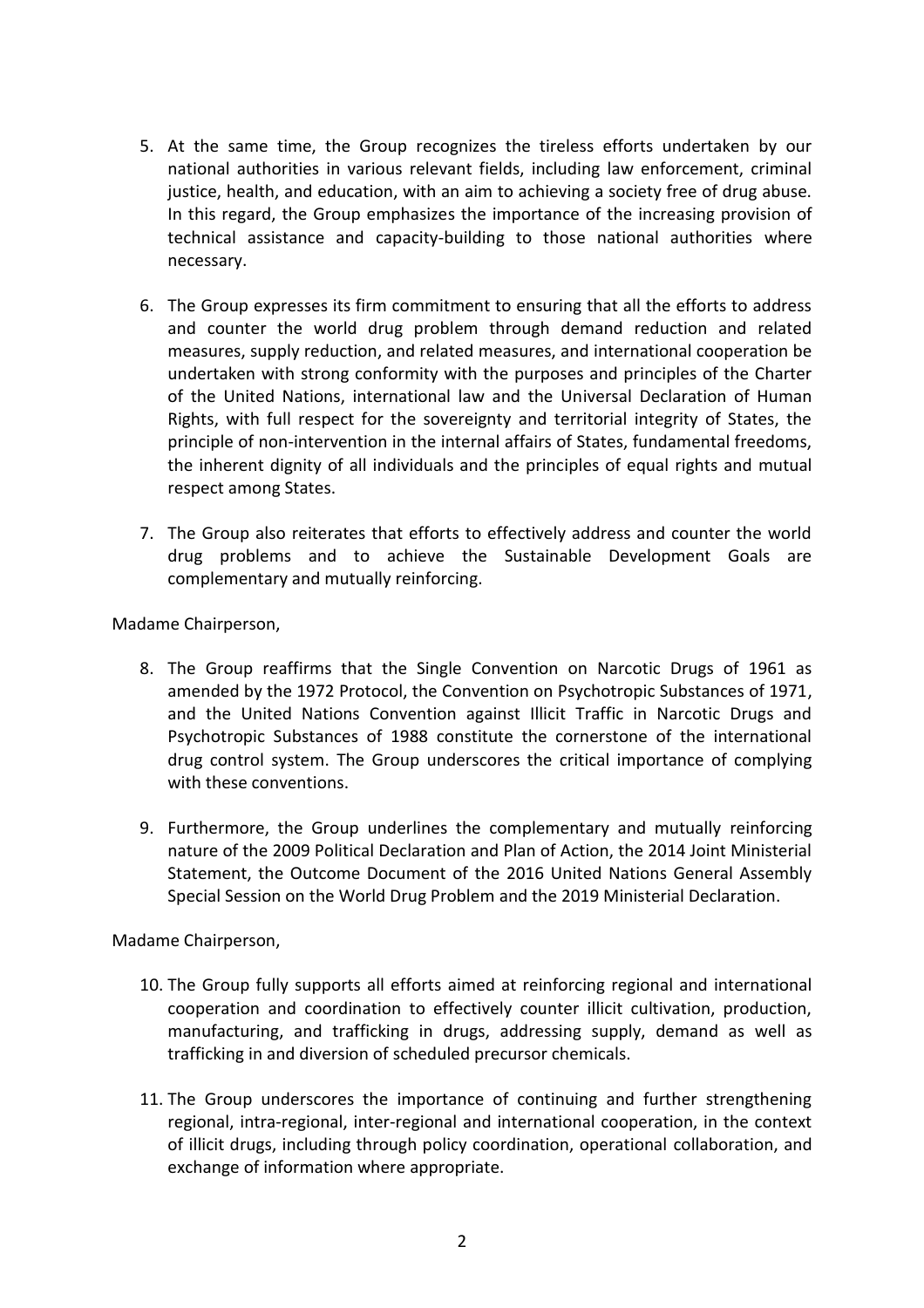5. At the same time, the Group recognizes the tireless efforts undertaken by our national authorities in various relevant fields, including law enforcement, criminal justice, health, and education, with an aim to achieving a society free of drug abuse. In this regard, the Group emphasizes the importance of the increasing provision of technical assistance and capacity-building to those national authorities where necessary.

6. The Group expresses its firm commitment to ensuring that all the efforts to address and counter the world drug problem through demand reduction and related measures, supply reduction, and related measures, and international cooperation be undertaken with strong conformity with the purposes and principles of the Charter of the United Nations, international law and the Universal Declaration of Human Rights, with full respect for the sovereignty and territorial integrity of States, the principle of non-intervention in the internal affairs of States, fundamental freedoms, the inherent dignity of all individuals and the principles of equal rights and mutual respect among States.

7. The Group also reiterates that efforts to effectively address and counter the world drug problems and to achieve the Sustainable Development Goals are complementary and mutually reinforcing.

Madame Chairperson,

8. The Group reaffirms that the Single Convention on Narcotic Drugs of 1961 as amended by the 1972 Protocol, the Convention on Psychotropic Substances of 1971, and the United Nations Convention against Illicit Traffic in Narcotic Drugs and Psychotropic Substances of 1988 constitute the cornerstone of the international drug control system. The Group underscores the critical importance of complying with these conventions.

9. Furthermore, the Group underlines the complementary and mutually reinforcing nature of the 2009 Political Declaration and Plan of Action, the 2014 Joint Ministerial Statement, the Outcome Document of the 2016 United Nations General Assembly Special Session on the World Drug Problem and the 2019 Ministerial Declaration.

Madame Chairperson,

10. The Group fully supports all efforts aimed at reinforcing regional and international cooperation and coordination to effectively counter illicit cultivation, production, manufacturing, and trafficking in drugs, addressing supply, demand as well as trafficking in and diversion of scheduled precursor chemicals.

11. The Group underscores the importance of continuing and further strengthening regional, intra-regional, inter-regional and international cooperation, in the context of illicit drugs, including through policy coordination, operational collaboration, and exchange of information where appropriate.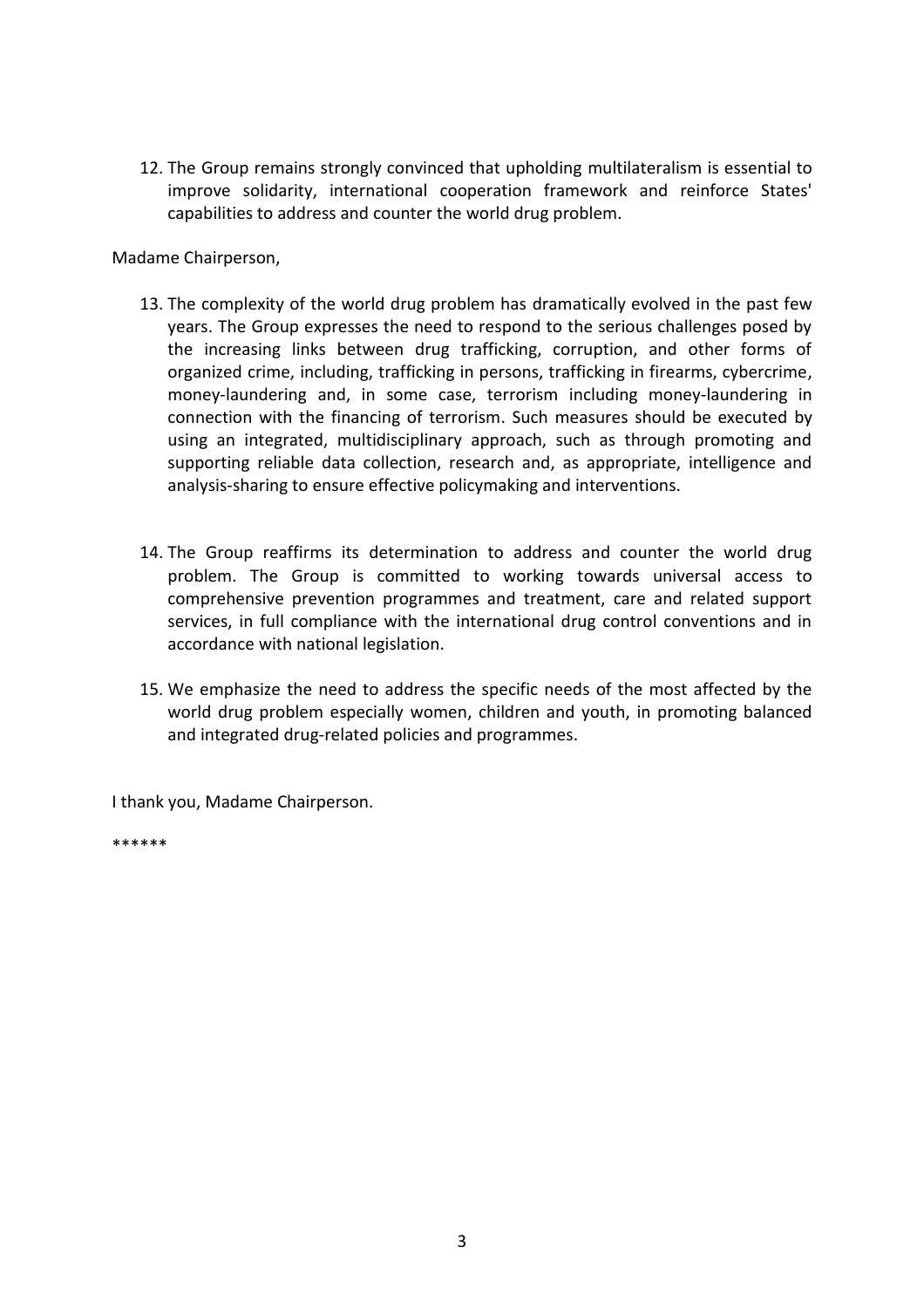12. The Group remains strongly convinced that upholding multilateralism is essential to improve solidarity, international cooperation framework and reinforce States' capabilities to address and counter the world drug problem.

Madame Chairperson,

13. The complexity of the world drug problem has dramatically evolved in the past few years. The Group expresses the need to respond to the serious challenges posed by the increasing links between drug trafficking, corruption, and other forms of organized crime, including, trafficking in persons, trafficking in firearms, cybercrime, money-laundering and, in some case, terrorism including money-laundering in connection with the financing of terrorism. Such measures should be executed by using an integrated, multidisciplinary approach, such as through promoting and supporting reliable data collection, research and, as appropriate, intelligence and analysis-sharing to ensure effective policymaking and interventions.

14. The Group reaffirms its determination to address and counter the world drug problem. The Group is committed to working towards universal access to comprehensive prevention programmes and treatment, care and related support services, in full compliance with the international drug control conventions and in accordance with national legislation.

15. We emphasize the need to address the specific needs of the most affected by the world drug problem especially women, children and youth, in promoting balanced and integrated drug-related policies and programmes.

I thank you, Madame Chairperson.

******